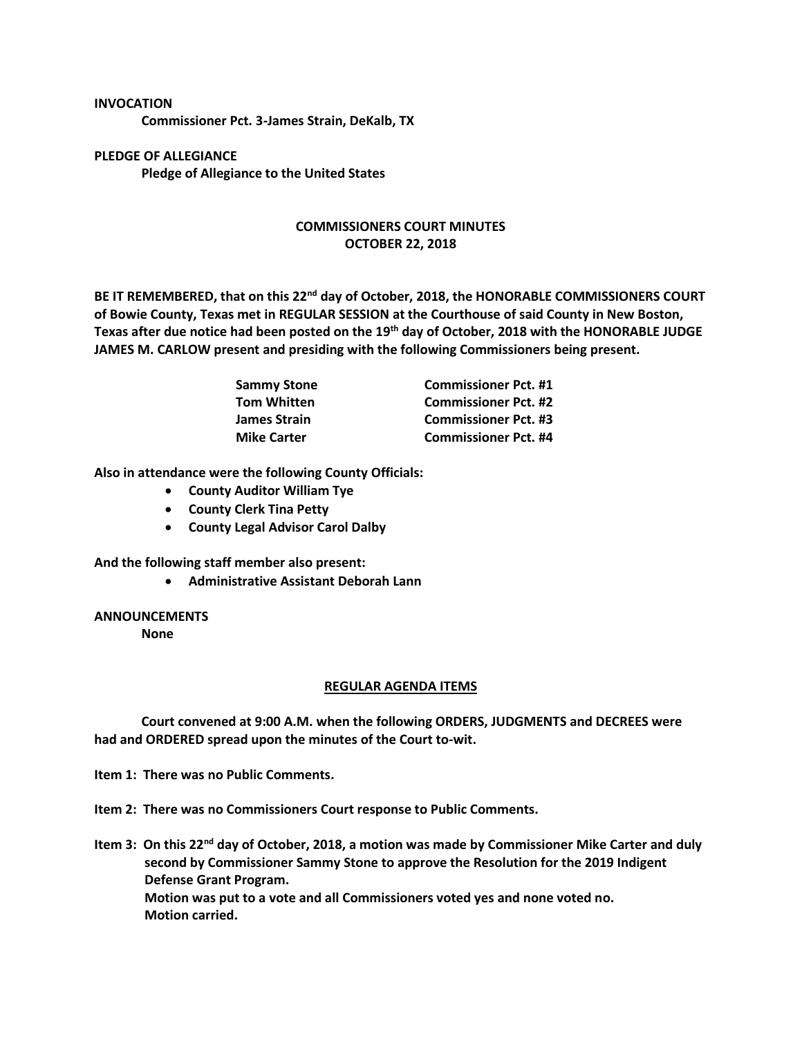**INVOCATION**

**Commissioner Pct. 3-James Strain, DeKalb, TX**

**PLEDGE OF ALLEGIANCE**

**Pledge of Allegiance to the United States**

## COMMISSIONERS COURT MINUTES
## OCTOBER 22, 2018

**BE IT REMEMBERED, that on this 22nd day of October, 2018, the HONORABLE COMMISSIONERS COURT of Bowie County, Texas met in REGULAR SESSION at the Courthouse of said County in New Boston, Texas after due notice had been posted on the 19th day of October, 2018 with the HONORABLE JUDGE JAMES M. CARLOW present and presiding with the following Commissioners being present.**

| | |
|---|---|
| **Sammy Stone** | **Commissioner Pct. #1** |
| **Tom Whitten** | **Commissioner Pct. #2** |
| **James Strain** | **Commissioner Pct. #3** |
| **Mike Carter** | **Commissioner Pct. #4** |

**Also in attendance were the following County Officials:**

- **County Auditor William Tye**
- **County Clerk Tina Petty**
- **County Legal Advisor Carol Dalby**

**And the following staff member also present:**

- **Administrative Assistant Deborah Lann**

**ANNOUNCEMENTS**

**None**

**REGULAR AGENDA ITEMS**

**Court convened at 9:00 A.M. when the following ORDERS, JUDGMENTS and DECREES were had and ORDERED spread upon the minutes of the Court to-wit.**

**Item 1: There was no Public Comments.**

**Item 2: There was no Commissioners Court response to Public Comments.**

**Item 3: On this 22nd day of October, 2018, a motion was made by Commissioner Mike Carter and duly second by Commissioner Sammy Stone to approve the Resolution for the 2019 Indigent Defense Grant Program.
Motion was put to a vote and all Commissioners voted yes and none voted no.
Motion carried.**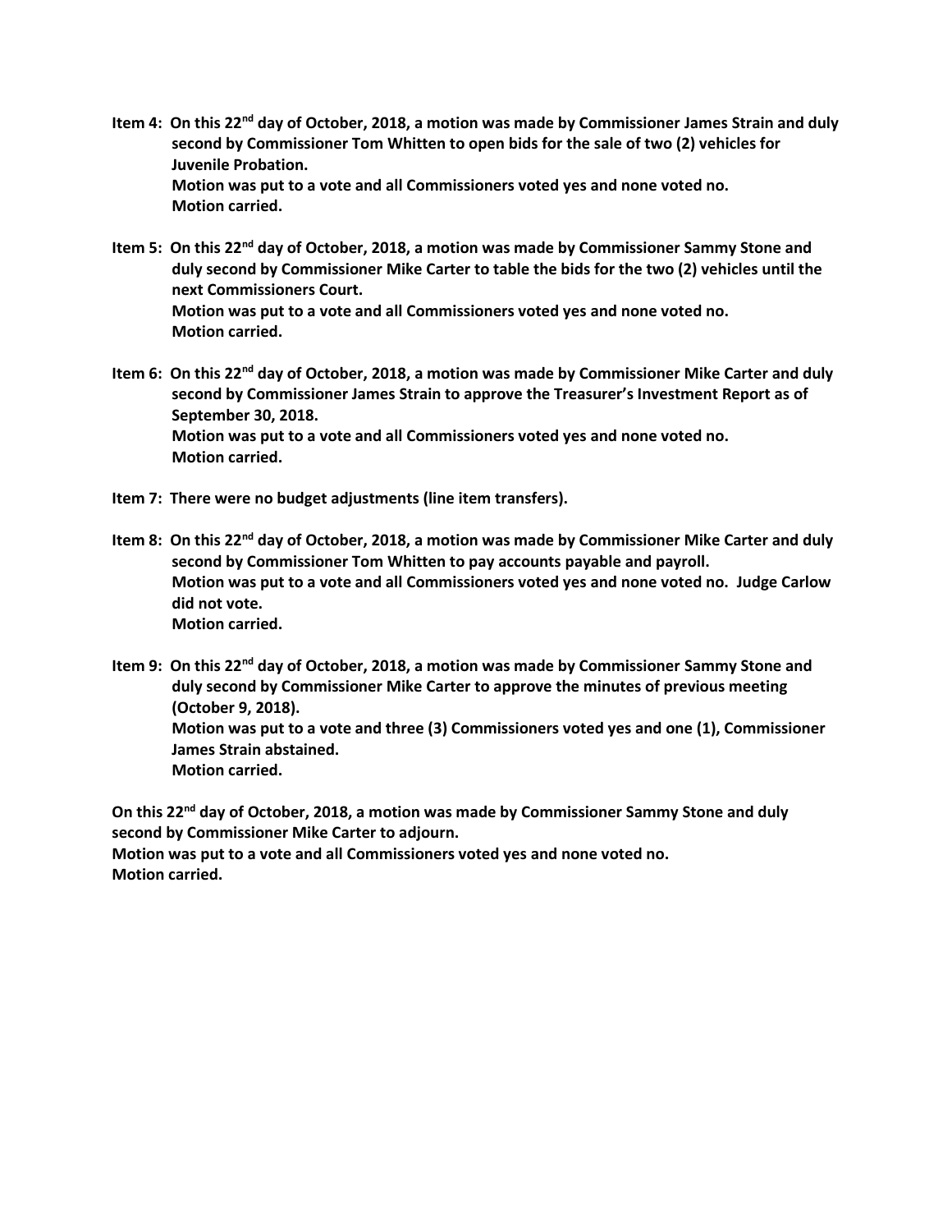**Item 4: On this 22nd day of October, 2018, a motion was made by Commissioner James Strain and duly second by Commissioner Tom Whitten to open bids for the sale of two (2) vehicles for Juvenile Probation.**
**Motion was put to a vote and all Commissioners voted yes and none voted no.**
**Motion carried.**

**Item 5: On this 22nd day of October, 2018, a motion was made by Commissioner Sammy Stone and duly second by Commissioner Mike Carter to table the bids for the two (2) vehicles until the next Commissioners Court.**
**Motion was put to a vote and all Commissioners voted yes and none voted no.**
**Motion carried.**

**Item 6: On this 22nd day of October, 2018, a motion was made by Commissioner Mike Carter and duly second by Commissioner James Strain to approve the Treasurer's Investment Report as of September 30, 2018.**
**Motion was put to a vote and all Commissioners voted yes and none voted no.**
**Motion carried.**

**Item 7: There were no budget adjustments (line item transfers).**

**Item 8: On this 22nd day of October, 2018, a motion was made by Commissioner Mike Carter and duly second by Commissioner Tom Whitten to pay accounts payable and payroll.**
**Motion was put to a vote and all Commissioners voted yes and none voted no. Judge Carlow did not vote.**
**Motion carried.**

**Item 9: On this 22nd day of October, 2018, a motion was made by Commissioner Sammy Stone and duly second by Commissioner Mike Carter to approve the minutes of previous meeting (October 9, 2018).**
**Motion was put to a vote and three (3) Commissioners voted yes and one (1), Commissioner James Strain abstained.**
**Motion carried.**

**On this 22nd day of October, 2018, a motion was made by Commissioner Sammy Stone and duly second by Commissioner Mike Carter to adjourn.**
**Motion was put to a vote and all Commissioners voted yes and none voted no.**
**Motion carried.**